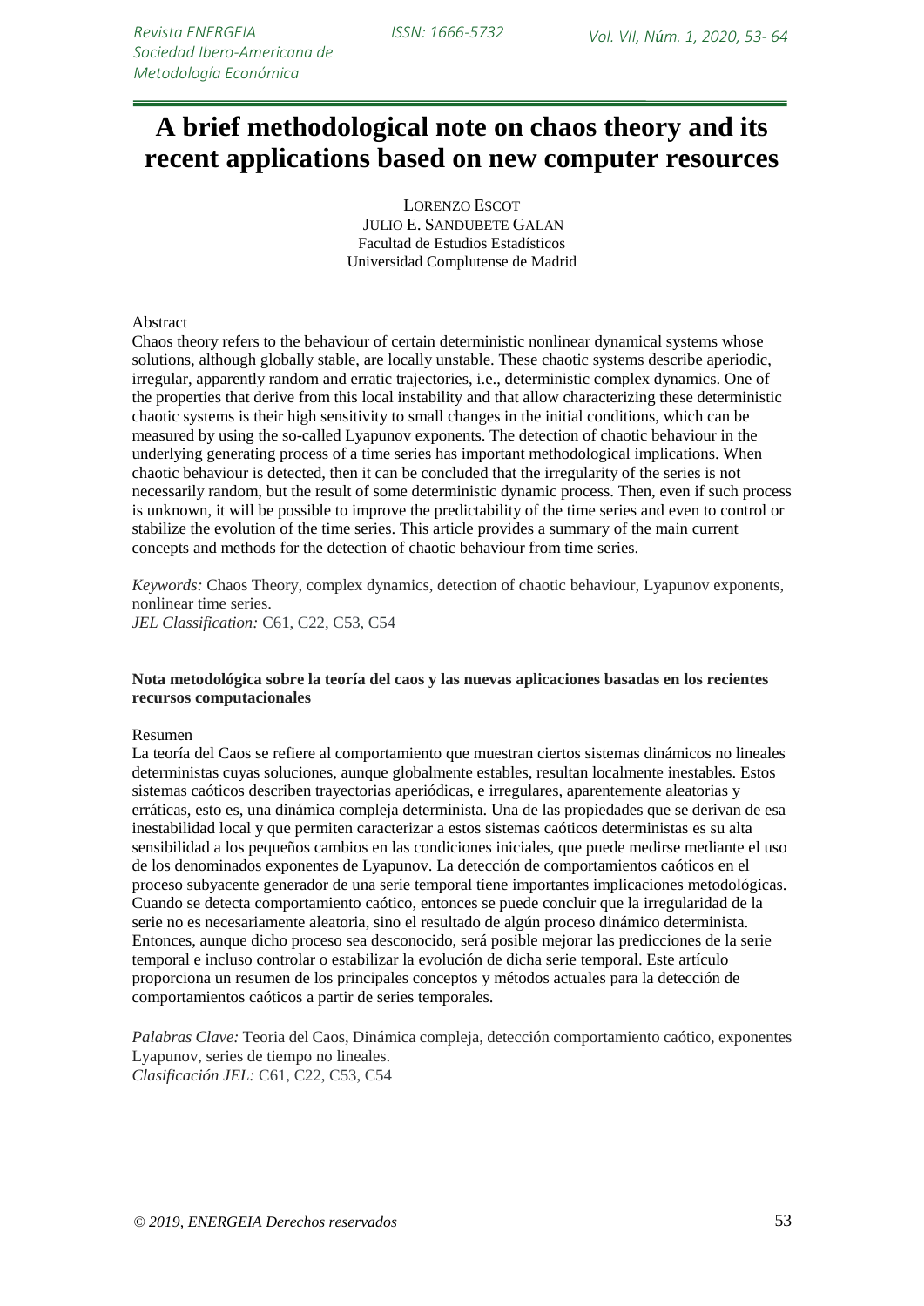# A brief methodological note on chaos theory and its recent applications based on new computer resources

LORENZO ESCOT
JULIO E. SANDUBETE GALAN
Facultad de Estudios Estadísticos
Universidad Complutense de Madrid

Abstract

Chaos theory refers to the behaviour of certain deterministic nonlinear dynamical systems whose solutions, although globally stable, are locally unstable. These chaotic systems describe aperiodic, irregular, apparently random and erratic trajectories, i.e., deterministic complex dynamics. One of the properties that derive from this local instability and that allow characterizing these deterministic chaotic systems is their high sensitivity to small changes in the initial conditions, which can be measured by using the so-called Lyapunov exponents. The detection of chaotic behaviour in the underlying generating process of a time series has important methodological implications. When chaotic behaviour is detected, then it can be concluded that the irregularity of the series is not necessarily random, but the result of some deterministic dynamic process. Then, even if such process is unknown, it will be possible to improve the predictability of the time series and even to control or stabilize the evolution of the time series. This article provides a summary of the main current concepts and methods for the detection of chaotic behaviour from time series.

*Keywords:* Chaos Theory, complex dynamics, detection of chaotic behaviour, Lyapunov exponents, nonlinear time series.
*JEL Classification:* C61, C22, C53, C54

**Nota metodológica sobre la teoría del caos y las nuevas aplicaciones basadas en los recientes recursos computacionales**

Resumen

La teoría del Caos se refiere al comportamiento que muestran ciertos sistemas dinámicos no lineales deterministas cuyas soluciones, aunque globalmente estables, resultan localmente inestables. Estos sistemas caóticos describen trayectorias aperiódicas, e irregulares, aparentemente aleatorias y erráticas, esto es, una dinámica compleja determinista. Una de las propiedades que se derivan de esa inestabilidad local y que permiten caracterizar a estos sistemas caóticos deterministas es su alta sensibilidad a los pequeños cambios en las condiciones iniciales, que puede medirse mediante el uso de los denominados exponentes de Lyapunov. La detección de comportamientos caóticos en el proceso subyacente generador de una serie temporal tiene importantes implicaciones metodológicas. Cuando se detecta comportamiento caótico, entonces se puede concluir que la irregularidad de la serie no es necesariamente aleatoria, sino el resultado de algún proceso dinámico determinista. Entonces, aunque dicho proceso sea desconocido, será posible mejorar las predicciones de la serie temporal e incluso controlar o estabilizar la evolución de dicha serie temporal. Este artículo proporciona un resumen de los principales conceptos y métodos actuales para la detección de comportamientos caóticos a partir de series temporales.

*Palabras Clave:* Teoria del Caos, Dinámica compleja, detección comportamiento caótico, exponentes Lyapunov, series de tiempo no lineales.
*Clasificación JEL:* C61, C22, C53, C54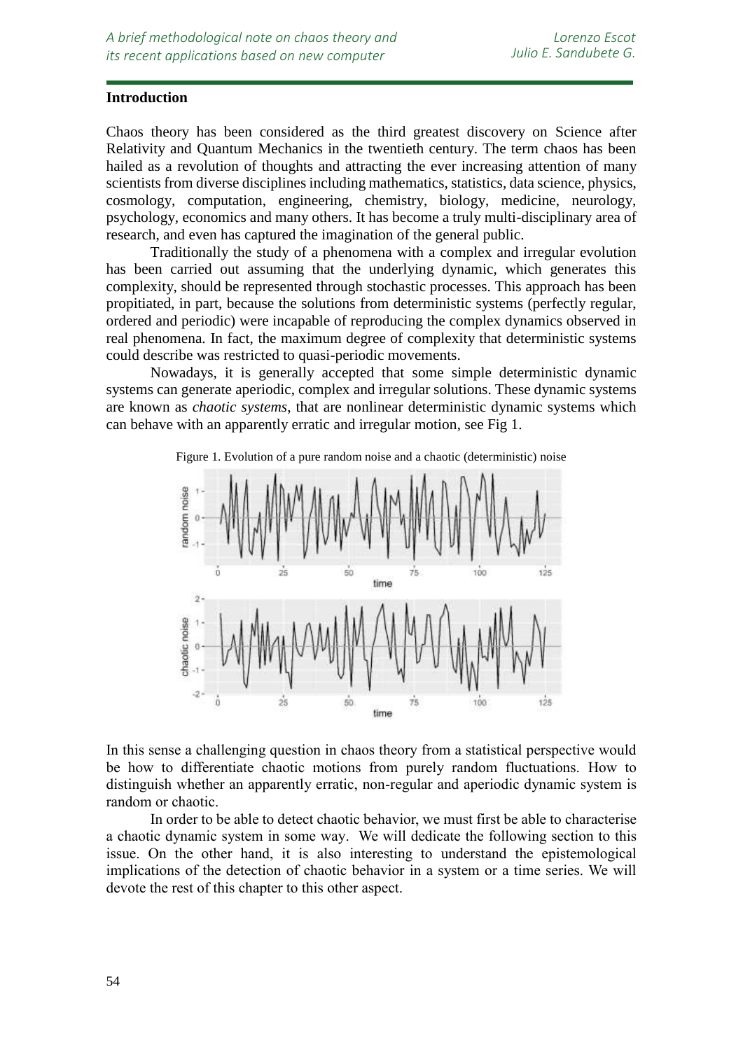## Introduction

Chaos theory has been considered as the third greatest discovery on Science after Relativity and Quantum Mechanics in the twentieth century. The term chaos has been hailed as a revolution of thoughts and attracting the ever increasing attention of many scientists from diverse disciplines including mathematics, statistics, data science, physics, cosmology, computation, engineering, chemistry, biology, medicine, neurology, psychology, economics and many others. It has become a truly multi-disciplinary area of research, and even has captured the imagination of the general public.

Traditionally the study of a phenomena with a complex and irregular evolution has been carried out assuming that the underlying dynamic, which generates this complexity, should be represented through stochastic processes. This approach has been propitiated, in part, because the solutions from deterministic systems (perfectly regular, ordered and periodic) were incapable of reproducing the complex dynamics observed in real phenomena. In fact, the maximum degree of complexity that deterministic systems could describe was restricted to quasi-periodic movements.

Nowadays, it is generally accepted that some simple deterministic dynamic systems can generate aperiodic, complex and irregular solutions. These dynamic systems are known as *chaotic systems*, that are nonlinear deterministic dynamic systems which can behave with an apparently erratic and irregular motion, see Fig 1.

Figure 1. Evolution of a pure random noise and a chaotic (deterministic) noise

In this sense a challenging question in chaos theory from a statistical perspective would be how to differentiate chaotic motions from purely random fluctuations. How to distinguish whether an apparently erratic, non-regular and aperiodic dynamic system is random or chaotic.

In order to be able to detect chaotic behavior, we must first be able to characterise a chaotic dynamic system in some way. We will dedicate the following section to this issue. On the other hand, it is also interesting to understand the epistemological implications of the detection of chaotic behavior in a system or a time series. We will devote the rest of this chapter to this other aspect.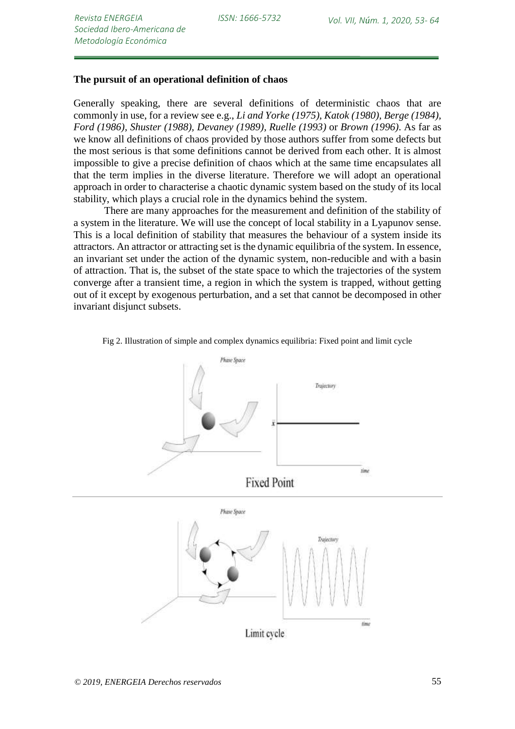**The pursuit of an operational definition of chaos**

Generally speaking, there are several definitions of deterministic chaos that are commonly in use, for a review see e.g., *Li and Yorke (1975), Katok (1980), Berge (1984), Ford (1986), Shuster (1988), Devaney (1989), Ruelle (1993)* or *Brown (1996)*. As far as we know all definitions of chaos provided by those authors suffer from some defects but the most serious is that some definitions cannot be derived from each other. It is almost impossible to give a precise definition of chaos which at the same time encapsulates all that the term implies in the diverse literature. Therefore we will adopt an operational approach in order to characterise a chaotic dynamic system based on the study of its local stability, which plays a crucial role in the dynamics behind the system.

There are many approaches for the measurement and definition of the stability of a system in the literature. We will use the concept of local stability in a Lyapunov sense. This is a local definition of stability that measures the behaviour of a system inside its attractors. An attractor or attracting set is the dynamic equilibria of the system. In essence, an invariant set under the action of the dynamic system, non-reducible and with a basin of attraction. That is, the subset of the state space to which the trajectories of the system converge after a transient time, a region in which the system is trapped, without getting out of it except by exogenous perturbation, and a set that cannot be decomposed in other invariant disjunct subsets.

Fig 2. Illustration of simple and complex dynamics equilibria: Fixed point and limit cycle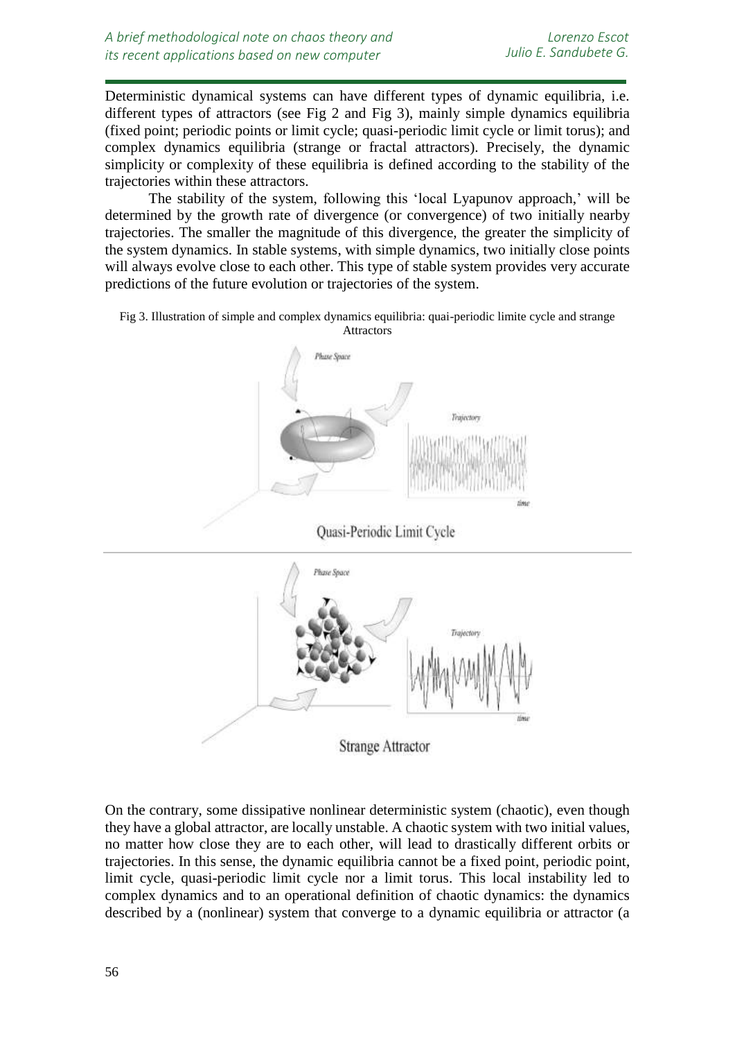Deterministic dynamical systems can have different types of dynamic equilibria, i.e. different types of attractors (see Fig 2 and Fig 3), mainly simple dynamics equilibria (fixed point; periodic points or limit cycle; quasi-periodic limit cycle or limit torus); and complex dynamics equilibria (strange or fractal attractors). Precisely, the dynamic simplicity or complexity of these equilibria is defined according to the stability of the trajectories within these attractors.

The stability of the system, following this 'local Lyapunov approach,' will be determined by the growth rate of divergence (or convergence) of two initially nearby trajectories. The smaller the magnitude of this divergence, the greater the simplicity of the system dynamics. In stable systems, with simple dynamics, two initially close points will always evolve close to each other. This type of stable system provides very accurate predictions of the future evolution or trajectories of the system.

Fig 3. Illustration of simple and complex dynamics equilibria: quai-periodic limite cycle and strange Attractors

Quasi-Periodic Limit Cycle

Strange Attractor

On the contrary, some dissipative nonlinear deterministic system (chaotic), even though they have a global attractor, are locally unstable. A chaotic system with two initial values, no matter how close they are to each other, will lead to drastically different orbits or trajectories. In this sense, the dynamic equilibria cannot be a fixed point, periodic point, limit cycle, quasi-periodic limit cycle nor a limit torus. This local instability led to complex dynamics and to an operational definition of chaotic dynamics: the dynamics described by a (nonlinear) system that converge to a dynamic equilibria or attractor (a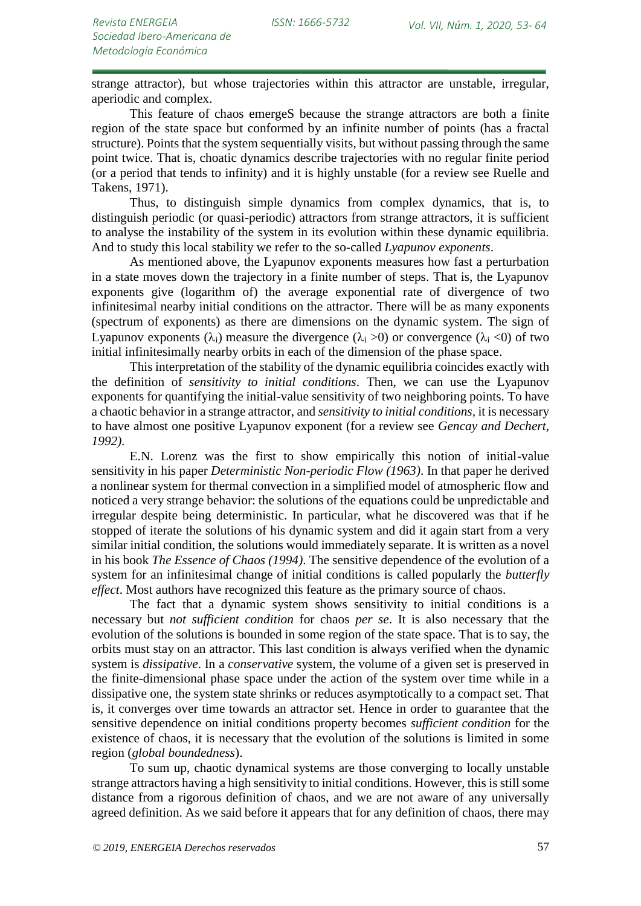strange attractor), but whose trajectories within this attractor are unstable, irregular, aperiodic and complex.

This feature of chaos emergeS because the strange attractors are both a finite region of the state space but conformed by an infinite number of points (has a fractal structure). Points that the system sequentially visits, but without passing through the same point twice. That is, choatic dynamics describe trajectories with no regular finite period (or a period that tends to infinity) and it is highly unstable (for a review see Ruelle and Takens, 1971).

Thus, to distinguish simple dynamics from complex dynamics, that is, to distinguish periodic (or quasi-periodic) attractors from strange attractors, it is sufficient to analyse the instability of the system in its evolution within these dynamic equilibria. And to study this local stability we refer to the so-called *Lyapunov exponents*.

As mentioned above, the Lyapunov exponents measures how fast a perturbation in a state moves down the trajectory in a finite number of steps. That is, the Lyapunov exponents give (logarithm of) the average exponential rate of divergence of two infinitesimal nearby initial conditions on the attractor. There will be as many exponents (spectrum of exponents) as there are dimensions on the dynamic system. The sign of Lyapunov exponents ($\lambda_i$) measure the divergence ($\lambda_i > 0$) or convergence ($\lambda_i < 0$) of two initial infinitesimally nearby orbits in each of the dimension of the phase space.

This interpretation of the stability of the dynamic equilibria coincides exactly with the definition of *sensitivity to initial conditions*. Then, we can use the Lyapunov exponents for quantifying the initial-value sensitivity of two neighboring points. To have a chaotic behavior in a strange attractor, and *sensitivity to initial conditions*, it is necessary to have almost one positive Lyapunov exponent (for a review see *Gencay and Dechert, 1992)*.

E.N. Lorenz was the first to show empirically this notion of initial-value sensitivity in his paper *Deterministic Non-periodic Flow (1963)*. In that paper he derived a nonlinear system for thermal convection in a simplified model of atmospheric flow and noticed a very strange behavior: the solutions of the equations could be unpredictable and irregular despite being deterministic. In particular, what he discovered was that if he stopped of iterate the solutions of his dynamic system and did it again start from a very similar initial condition, the solutions would immediately separate. It is written as a novel in his book *The Essence of Chaos (1994)*. The sensitive dependence of the evolution of a system for an infinitesimal change of initial conditions is called popularly the *butterfly effect*. Most authors have recognized this feature as the primary source of chaos.

The fact that a dynamic system shows sensitivity to initial conditions is a necessary but *not sufficient condition* for chaos *per se*. It is also necessary that the evolution of the solutions is bounded in some region of the state space. That is to say, the orbits must stay on an attractor. This last condition is always verified when the dynamic system is *dissipative*. In a *conservative* system, the volume of a given set is preserved in the finite-dimensional phase space under the action of the system over time while in a dissipative one, the system state shrinks or reduces asymptotically to a compact set. That is, it converges over time towards an attractor set. Hence in order to guarantee that the sensitive dependence on initial conditions property becomes *sufficient condition* for the existence of chaos, it is necessary that the evolution of the solutions is limited in some region (*global boundedness*).

To sum up, chaotic dynamical systems are those converging to locally unstable strange attractors having a high sensitivity to initial conditions. However, this is still some distance from a rigorous definition of chaos, and we are not aware of any universally agreed definition. As we said before it appears that for any definition of chaos, there may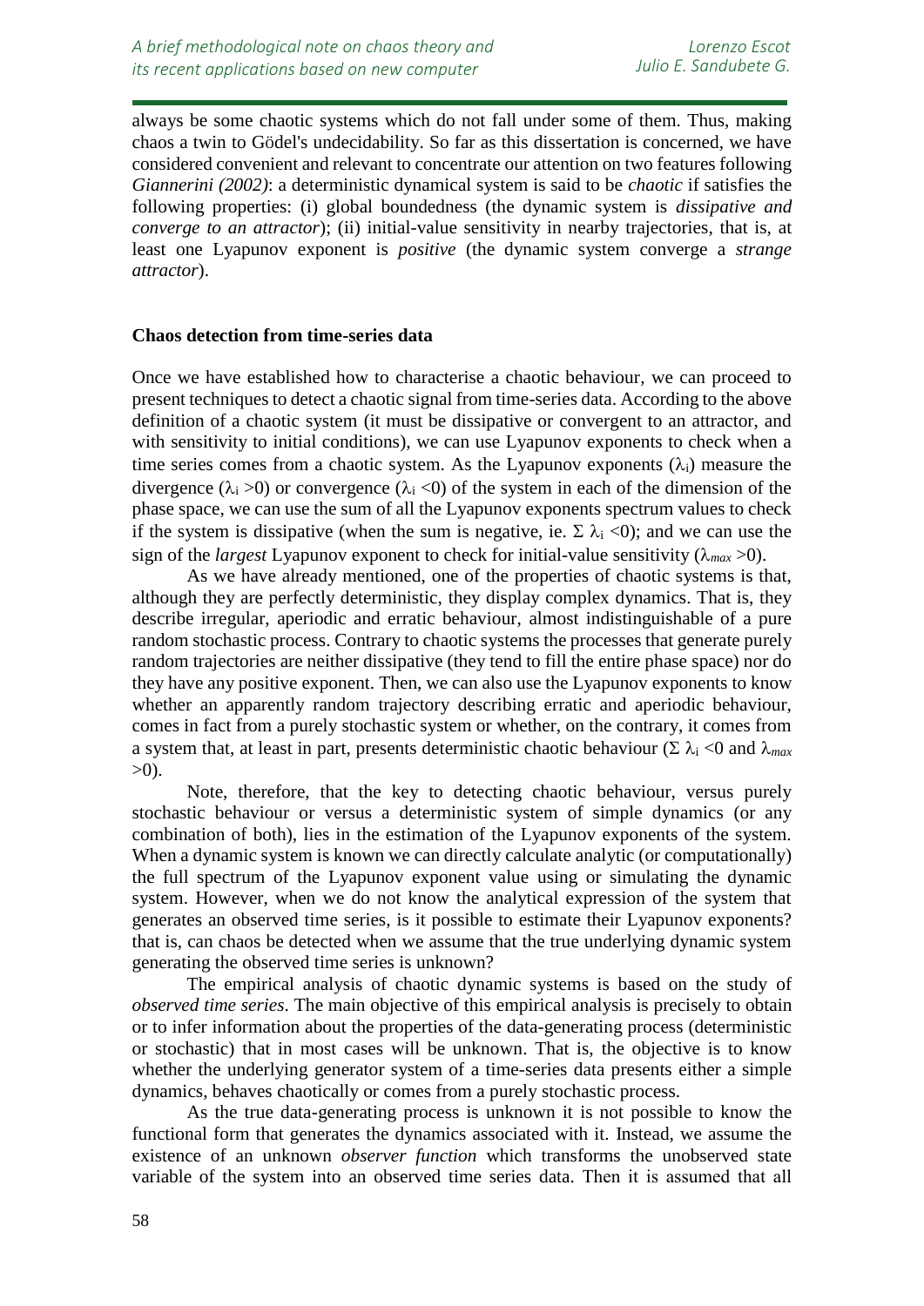always be some chaotic systems which do not fall under some of them. Thus, making chaos a twin to Gödel's undecidability. So far as this dissertation is concerned, we have considered convenient and relevant to concentrate our attention on two features following *Giannerini (2002)*: a deterministic dynamical system is said to be *chaotic* if satisfies the following properties: (i) global boundedness (the dynamic system is *dissipative and converge to an attractor*); (ii) initial-value sensitivity in nearby trajectories, that is, at least one Lyapunov exponent is *positive* (the dynamic system converge a *strange attractor*).

**Chaos detection from time-series data**

Once we have established how to characterise a chaotic behaviour, we can proceed to present techniques to detect a chaotic signal from time-series data. According to the above definition of a chaotic system (it must be dissipative or convergent to an attractor, and with sensitivity to initial conditions), we can use Lyapunov exponents to check when a time series comes from a chaotic system. As the Lyapunov exponents ($\lambda_i$) measure the divergence ($\lambda_i > 0$) or convergence ($\lambda_i < 0$) of the system in each of the dimension of the phase space, we can use the sum of all the Lyapunov exponents spectrum values to check if the system is dissipative (when the sum is negative, ie. $\Sigma\ \lambda_i < 0$); and we can use the sign of the *largest* Lyapunov exponent to check for initial-value sensitivity ($\lambda_{max} > 0$).

As we have already mentioned, one of the properties of chaotic systems is that, although they are perfectly deterministic, they display complex dynamics. That is, they describe irregular, aperiodic and erratic behaviour, almost indistinguishable of a pure random stochastic process. Contrary to chaotic systems the processes that generate purely random trajectories are neither dissipative (they tend to fill the entire phase space) nor do they have any positive exponent. Then, we can also use the Lyapunov exponents to know whether an apparently random trajectory describing erratic and aperiodic behaviour, comes in fact from a purely stochastic system or whether, on the contrary, it comes from a system that, at least in part, presents deterministic chaotic behaviour ($\Sigma\ \lambda_i < 0$ and $\lambda_{max} > 0$).

Note, therefore, that the key to detecting chaotic behaviour, versus purely stochastic behaviour or versus a deterministic system of simple dynamics (or any combination of both), lies in the estimation of the Lyapunov exponents of the system. When a dynamic system is known we can directly calculate analytic (or computationally) the full spectrum of the Lyapunov exponent value using or simulating the dynamic system. However, when we do not know the analytical expression of the system that generates an observed time series, is it possible to estimate their Lyapunov exponents? that is, can chaos be detected when we assume that the true underlying dynamic system generating the observed time series is unknown?

The empirical analysis of chaotic dynamic systems is based on the study of *observed time series*. The main objective of this empirical analysis is precisely to obtain or to infer information about the properties of the data-generating process (deterministic or stochastic) that in most cases will be unknown. That is, the objective is to know whether the underlying generator system of a time-series data presents either a simple dynamics, behaves chaotically or comes from a purely stochastic process.

As the true data-generating process is unknown it is not possible to know the functional form that generates the dynamics associated with it. Instead, we assume the existence of an unknown *observer function* which transforms the unobserved state variable of the system into an observed time series data. Then it is assumed that all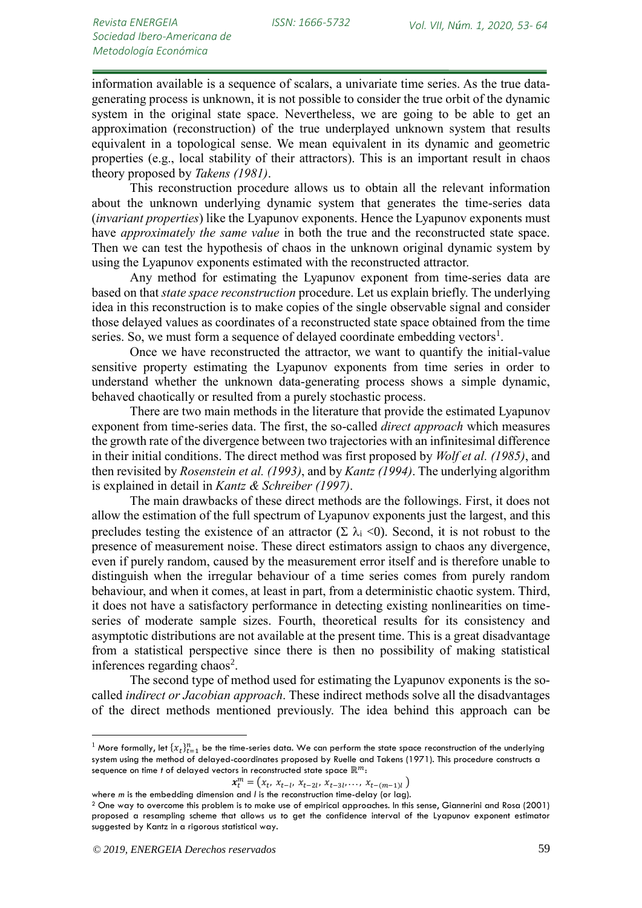information available is a sequence of scalars, a univariate time series. As the true data-generating process is unknown, it is not possible to consider the true orbit of the dynamic system in the original state space. Nevertheless, we are going to be able to get an approximation (reconstruction) of the true underplayed unknown system that results equivalent in a topological sense. We mean equivalent in its dynamic and geometric properties (e.g., local stability of their attractors). This is an important result in chaos theory proposed by *Takens (1981)*.

This reconstruction procedure allows us to obtain all the relevant information about the unknown underlying dynamic system that generates the time-series data (*invariant properties*) like the Lyapunov exponents. Hence the Lyapunov exponents must have *approximately the same value* in both the true and the reconstructed state space. Then we can test the hypothesis of chaos in the unknown original dynamic system by using the Lyapunov exponents estimated with the reconstructed attractor.

Any method for estimating the Lyapunov exponent from time-series data are based on that *state space reconstruction* procedure. Let us explain briefly. The underlying idea in this reconstruction is to make copies of the single observable signal and consider those delayed values as coordinates of a reconstructed state space obtained from the time series. So, we must form a sequence of delayed coordinate embedding vectors[1].

Once we have reconstructed the attractor, we want to quantify the initial-value sensitive property estimating the Lyapunov exponents from time series in order to understand whether the unknown data-generating process shows a simple dynamic, behaved chaotically or resulted from a purely stochastic process.

There are two main methods in the literature that provide the estimated Lyapunov exponent from time-series data. The first, the so-called *direct approach* which measures the growth rate of the divergence between two trajectories with an infinitesimal difference in their initial conditions. The direct method was first proposed by *Wolf et al. (1985)*, and then revisited by *Rosenstein et al. (1993)*, and by *Kantz (1994)*. The underlying algorithm is explained in detail in *Kantz & Schreiber (1997)*.

The main drawbacks of these direct methods are the followings. First, it does not allow the estimation of the full spectrum of Lyapunov exponents just the largest, and this precludes testing the existence of an attractor ($\Sigma \lambda_i < 0$). Second, it is not robust to the presence of measurement noise. These direct estimators assign to chaos any divergence, even if purely random, caused by the measurement error itself and is therefore unable to distinguish when the irregular behaviour of a time series comes from purely random behaviour, and when it comes, at least in part, from a deterministic chaotic system. Third, it does not have a satisfactory performance in detecting existing nonlinearities on time-series of moderate sample sizes. Fourth, theoretical results for its consistency and asymptotic distributions are not available at the present time. This is a great disadvantage from a statistical perspective since there is then no possibility of making statistical inferences regarding chaos[2].

The second type of method used for estimating the Lyapunov exponents is the so-called *indirect or Jacobian approach*. These indirect methods solve all the disadvantages of the direct methods mentioned previously. The idea behind this approach can be

---

[1] More formally, let $\{x_t\}_{t=1}^{n}$ be the time-series data. We can perform the state space reconstruction of the underlying system using the method of delayed-coordinates proposed by Ruelle and Takens (1971). This procedure constructs a sequence on time *t* of delayed vectors in reconstructed state space $\mathbb{R}^m$:

$$\boldsymbol{x}_t^m = \left(x_t,\ x_{t-l},\ x_{t-2l},\ x_{t-3l}, \ldots,\ x_{t-(m-1)l}\right)$$

where *m* is the embedding dimension and *l* is the reconstruction time-delay (or lag).

[2] One way to overcome this problem is to make use of empirical approaches. In this sense, Giannerini and Rosa (2001) proposed a resampling scheme that allows us to get the confidence interval of the Lyapunov exponent estimator suggested by Kantz in a rigorous statistical way.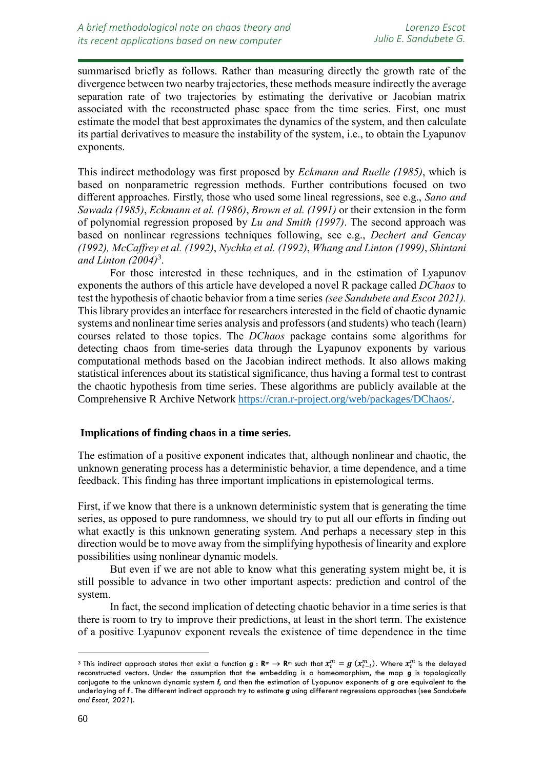summarised briefly as follows. Rather than measuring directly the growth rate of the divergence between two nearby trajectories, these methods measure indirectly the average separation rate of two trajectories by estimating the derivative or Jacobian matrix associated with the reconstructed phase space from the time series. First, one must estimate the model that best approximates the dynamics of the system, and then calculate its partial derivatives to measure the instability of the system, i.e., to obtain the Lyapunov exponents.

This indirect methodology was first proposed by *Eckmann and Ruelle (1985)*, which is based on nonparametric regression methods. Further contributions focused on two different approaches. Firstly, those who used some lineal regressions, see e.g., *Sano and Sawada (1985)*, *Eckmann et al. (1986)*, *Brown et al. (1991)* or their extension in the form of polynomial regression proposed by *Lu and Smith (1997)*. The second approach was based on nonlinear regressions techniques following, see e.g., *Dechert and Gencay (1992), McCaffrey et al. (1992)*, *Nychka et al. (1992)*, *Whang and Linton (1999)*, *Shintani and Linton (2004)*[3].

For those interested in these techniques, and in the estimation of Lyapunov exponents the authors of this article have developed a novel R package called *DChaos* to test the hypothesis of chaotic behavior from a time series *(see Sandubete and Escot 2021).* This library provides an interface for researchers interested in the field of chaotic dynamic systems and nonlinear time series analysis and professors (and students) who teach (learn) courses related to those topics. The *DChaos* package contains some algorithms for detecting chaos from time-series data through the Lyapunov exponents by various computational methods based on the Jacobian indirect methods. It also allows making statistical inferences about its statistical significance, thus having a formal test to contrast the chaotic hypothesis from time series. These algorithms are publicly available at the Comprehensive R Archive Network https://cran.r-project.org/web/packages/DChaos/.

## Implications of finding chaos in a time series.

The estimation of a positive exponent indicates that, although nonlinear and chaotic, the unknown generating process has a deterministic behavior, a time dependence, and a time feedback. This finding has three important implications in epistemological terms.

First, if we know that there is a unknown deterministic system that is generating the time series, as opposed to pure randomness, we should try to put all our efforts in finding out what exactly is this unknown generating system. And perhaps a necessary step in this direction would be to move away from the simplifying hypothesis of linearity and explore possibilities using nonlinear dynamic models.

But even if we are not able to know what this generating system might be, it is still possible to advance in two other important aspects: prediction and control of the system.

In fact, the second implication of detecting chaotic behavior in a time series is that there is room to try to improve their predictions, at least in the short term. The existence of a positive Lyapunov exponent reveals the existence of time dependence in the time

---

[3] This indirect approach states that exist a function $\boldsymbol{g}: \mathbf{R}^m \rightarrow \mathbf{R}^m$ such that $\boldsymbol{x}_t^m = \boldsymbol{g}(\boldsymbol{x}_{t-l}^m)$. Where $\boldsymbol{x}_t^m$ is the delayed reconstructed vectors. Under the assumption that the embedding is a homeomorphism, the map $\boldsymbol{g}$ is topologically conjugate to the unknown dynamic system $\boldsymbol{f}$, and then the estimation of Lyapunov exponents of $\boldsymbol{g}$ are equivalent to the underlaying of $\boldsymbol{f}$. The different indirect approach try to estimate $\boldsymbol{g}$ using different regressions approaches (see *Sandubete and Escot, 2021*).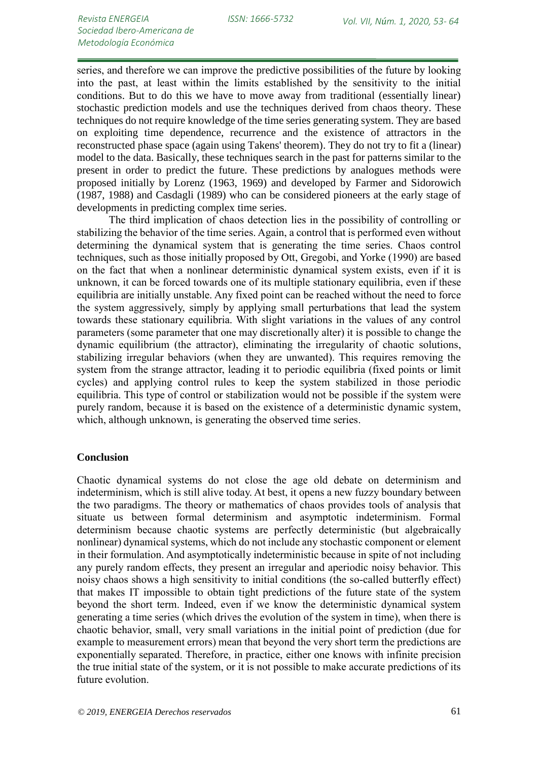series, and therefore we can improve the predictive possibilities of the future by looking into the past, at least within the limits established by the sensitivity to the initial conditions. But to do this we have to move away from traditional (essentially linear) stochastic prediction models and use the techniques derived from chaos theory. These techniques do not require knowledge of the time series generating system. They are based on exploiting time dependence, recurrence and the existence of attractors in the reconstructed phase space (again using Takens' theorem). They do not try to fit a (linear) model to the data. Basically, these techniques search in the past for patterns similar to the present in order to predict the future. These predictions by analogues methods were proposed initially by Lorenz (1963, 1969) and developed by Farmer and Sidorowich (1987, 1988) and Casdagli (1989) who can be considered pioneers at the early stage of developments in predicting complex time series.

The third implication of chaos detection lies in the possibility of controlling or stabilizing the behavior of the time series. Again, a control that is performed even without determining the dynamical system that is generating the time series. Chaos control techniques, such as those initially proposed by Ott, Gregobi, and Yorke (1990) are based on the fact that when a nonlinear deterministic dynamical system exists, even if it is unknown, it can be forced towards one of its multiple stationary equilibria, even if these equilibria are initially unstable. Any fixed point can be reached without the need to force the system aggressively, simply by applying small perturbations that lead the system towards these stationary equilibria. With slight variations in the values of any control parameters (some parameter that one may discretionally alter) it is possible to change the dynamic equilibrium (the attractor), eliminating the irregularity of chaotic solutions, stabilizing irregular behaviors (when they are unwanted). This requires removing the system from the strange attractor, leading it to periodic equilibria (fixed points or limit cycles) and applying control rules to keep the system stabilized in those periodic equilibria. This type of control or stabilization would not be possible if the system were purely random, because it is based on the existence of a deterministic dynamic system, which, although unknown, is generating the observed time series.

## Conclusion

Chaotic dynamical systems do not close the age old debate on determinism and indeterminism, which is still alive today. At best, it opens a new fuzzy boundary between the two paradigms. The theory or mathematics of chaos provides tools of analysis that situate us between formal determinism and asymptotic indeterminism. Formal determinism because chaotic systems are perfectly deterministic (but algebraically nonlinear) dynamical systems, which do not include any stochastic component or element in their formulation. And asymptotically indeterministic because in spite of not including any purely random effects, they present an irregular and aperiodic noisy behavior. This noisy chaos shows a high sensitivity to initial conditions (the so-called butterfly effect) that makes IT impossible to obtain tight predictions of the future state of the system beyond the short term. Indeed, even if we know the deterministic dynamical system generating a time series (which drives the evolution of the system in time), when there is chaotic behavior, small, very small variations in the initial point of prediction (due for example to measurement errors) mean that beyond the very short term the predictions are exponentially separated. Therefore, in practice, either one knows with infinite precision the true initial state of the system, or it is not possible to make accurate predictions of its future evolution.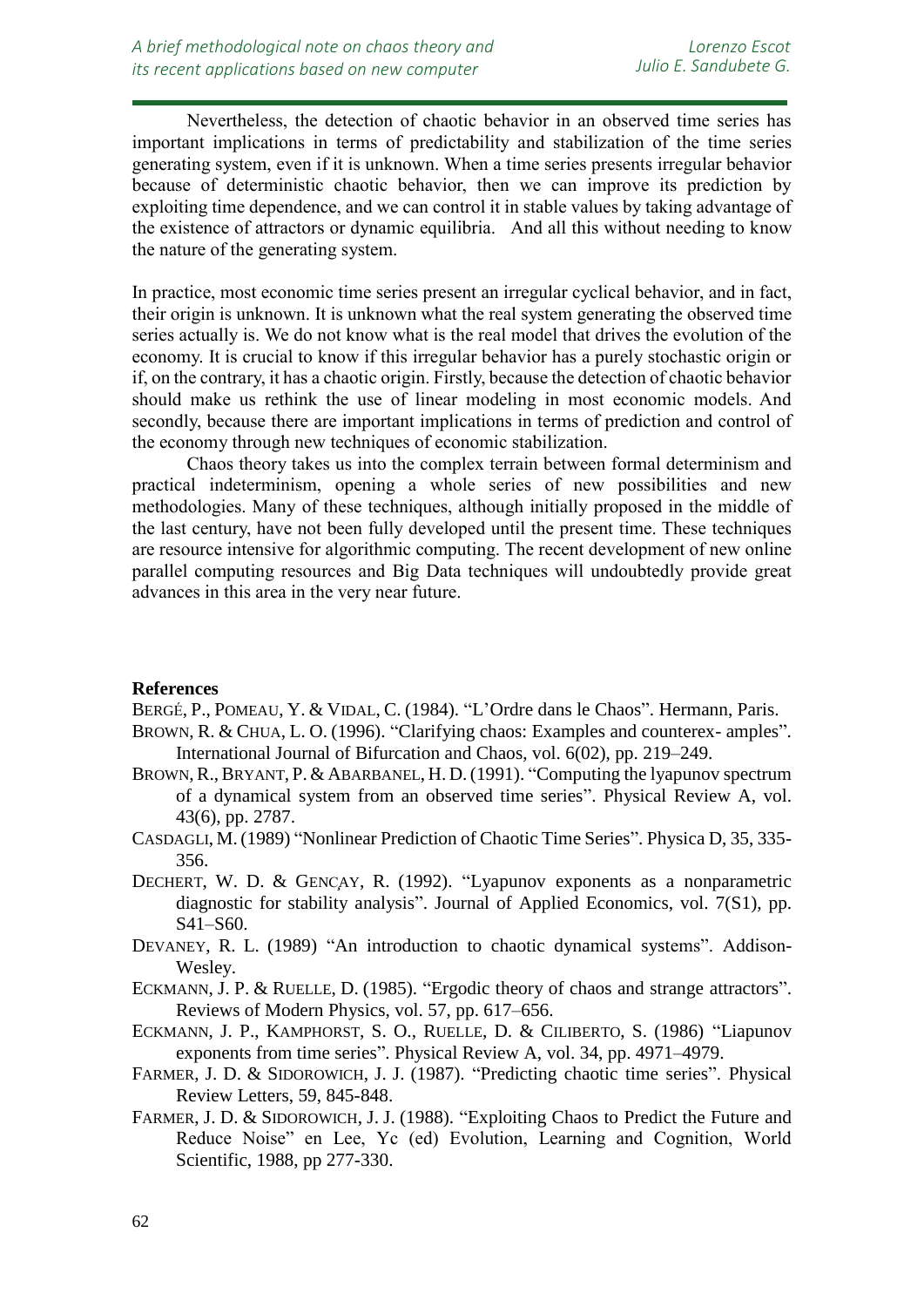Nevertheless, the detection of chaotic behavior in an observed time series has important implications in terms of predictability and stabilization of the time series generating system, even if it is unknown. When a time series presents irregular behavior because of deterministic chaotic behavior, then we can improve its prediction by exploiting time dependence, and we can control it in stable values by taking advantage of the existence of attractors or dynamic equilibria. And all this without needing to know the nature of the generating system.

In practice, most economic time series present an irregular cyclical behavior, and in fact, their origin is unknown. It is unknown what the real system generating the observed time series actually is. We do not know what is the real model that drives the evolution of the economy. It is crucial to know if this irregular behavior has a purely stochastic origin or if, on the contrary, it has a chaotic origin. Firstly, because the detection of chaotic behavior should make us rethink the use of linear modeling in most economic models. And secondly, because there are important implications in terms of prediction and control of the economy through new techniques of economic stabilization.

Chaos theory takes us into the complex terrain between formal determinism and practical indeterminism, opening a whole series of new possibilities and new methodologies. Many of these techniques, although initially proposed in the middle of the last century, have not been fully developed until the present time. These techniques are resource intensive for algorithmic computing. The recent development of new online parallel computing resources and Big Data techniques will undoubtedly provide great advances in this area in the very near future.

## References

BERGÉ, P., POMEAU, Y. & VIDAL, C. (1984). "L'Ordre dans le Chaos". Hermann, Paris.

BROWN, R. & CHUA, L. O. (1996). "Clarifying chaos: Examples and counterex- amples". International Journal of Bifurcation and Chaos, vol. 6(02), pp. 219–249.

BROWN, R., BRYANT, P. & ABARBANEL, H. D. (1991). "Computing the lyapunov spectrum of a dynamical system from an observed time series". Physical Review A, vol. 43(6), pp. 2787.

CASDAGLI, M. (1989) "Nonlinear Prediction of Chaotic Time Series". Physica D, 35, 335-356.

DECHERT, W. D. & GENÇAY, R. (1992). "Lyapunov exponents as a nonparametric diagnostic for stability analysis". Journal of Applied Economics, vol. 7(S1), pp. S41–S60.

DEVANEY, R. L. (1989) "An introduction to chaotic dynamical systems". Addison-Wesley.

ECKMANN, J. P. & RUELLE, D. (1985). "Ergodic theory of chaos and strange attractors". Reviews of Modern Physics, vol. 57, pp. 617–656.

ECKMANN, J. P., KAMPHORST, S. O., RUELLE, D. & CILIBERTO, S. (1986) "Liapunov exponents from time series". Physical Review A, vol. 34, pp. 4971–4979.

FARMER, J. D. & SIDOROWICH, J. J. (1987). "Predicting chaotic time series". Physical Review Letters, 59, 845-848.

FARMER, J. D. & SIDOROWICH, J. J. (1988). "Exploiting Chaos to Predict the Future and Reduce Noise" en Lee, Yc (ed) Evolution, Learning and Cognition, World Scientific, 1988, pp 277-330.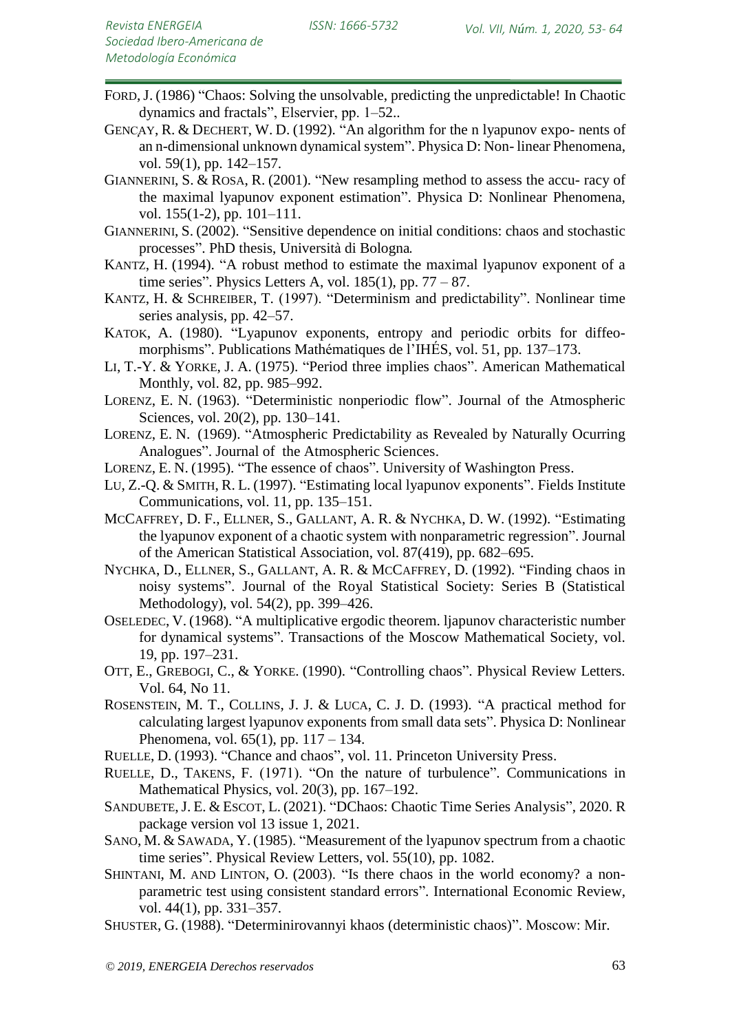FORD, J. (1986) "Chaos: Solving the unsolvable, predicting the unpredictable! In Chaotic dynamics and fractals", Elservier, pp. 1–52..

GENÇAY, R. & DECHERT, W. D. (1992). "An algorithm for the n lyapunov expo- nents of an n-dimensional unknown dynamical system". Physica D: Non- linear Phenomena, vol. 59(1), pp. 142–157.

GIANNERINI, S. & ROSA, R. (2001). "New resampling method to assess the accu- racy of the maximal lyapunov exponent estimation". Physica D: Nonlinear Phenomena, vol. 155(1-2), pp. 101–111.

GIANNERINI, S. (2002). "Sensitive dependence on initial conditions: chaos and stochastic processes". PhD thesis, Università di Bologna.

KANTZ, H. (1994). "A robust method to estimate the maximal lyapunov exponent of a time series". Physics Letters A, vol. 185(1), pp. 77 – 87.

KANTZ, H. & SCHREIBER, T. (1997). "Determinism and predictability". Nonlinear time series analysis, pp. 42–57.

KATOK, A. (1980). "Lyapunov exponents, entropy and periodic orbits for diffeo- morphisms". Publications Mathématiques de l'IHÉS, vol. 51, pp. 137–173.

LI, T.-Y. & YORKE, J. A. (1975). "Period three implies chaos". American Mathematical Monthly, vol. 82, pp. 985–992.

LORENZ, E. N. (1963). "Deterministic nonperiodic flow". Journal of the Atmospheric Sciences, vol. 20(2), pp. 130–141.

LORENZ, E. N. (1969). "Atmospheric Predictability as Revealed by Naturally Ocurring Analogues". Journal of the Atmospheric Sciences.

LORENZ, E. N. (1995). "The essence of chaos". University of Washington Press.

LU, Z.-Q. & SMITH, R. L. (1997). "Estimating local lyapunov exponents". Fields Institute Communications, vol. 11, pp. 135–151.

MCCAFFREY, D. F., ELLNER, S., GALLANT, A. R. & NYCHKA, D. W. (1992). "Estimating the lyapunov exponent of a chaotic system with nonparametric regression". Journal of the American Statistical Association, vol. 87(419), pp. 682–695.

NYCHKA, D., ELLNER, S., GALLANT, A. R. & MCCAFFREY, D. (1992). "Finding chaos in noisy systems". Journal of the Royal Statistical Society: Series B (Statistical Methodology), vol. 54(2), pp. 399–426.

OSELEDEC, V. (1968). "A multiplicative ergodic theorem. ljapunov characteristic number for dynamical systems". Transactions of the Moscow Mathematical Society, vol. 19, pp. 197–231.

OTT, E., GREBOGI, C., & YORKE. (1990). "Controlling chaos". Physical Review Letters. Vol. 64, No 11.

ROSENSTEIN, M. T., COLLINS, J. J. & LUCA, C. J. D. (1993). "A practical method for calculating largest lyapunov exponents from small data sets". Physica D: Nonlinear Phenomena, vol. 65(1), pp. 117 – 134.

RUELLE, D. (1993). "Chance and chaos", vol. 11. Princeton University Press.

RUELLE, D., TAKENS, F. (1971). "On the nature of turbulence". Communications in Mathematical Physics, vol. 20(3), pp. 167–192.

SANDUBETE, J. E. & ESCOT, L. (2021). "DChaos: Chaotic Time Series Analysis", 2020. R package version vol 13 issue 1, 2021.

SANO, M. & SAWADA, Y. (1985). "Measurement of the lyapunov spectrum from a chaotic time series". Physical Review Letters, vol. 55(10), pp. 1082.

SHINTANI, M. AND LINTON, O. (2003). "Is there chaos in the world economy? a non- parametric test using consistent standard errors". International Economic Review, vol. 44(1), pp. 331–357.

SHUSTER, G. (1988). "Determinirovannyi khaos (deterministic chaos)". Moscow: Mir.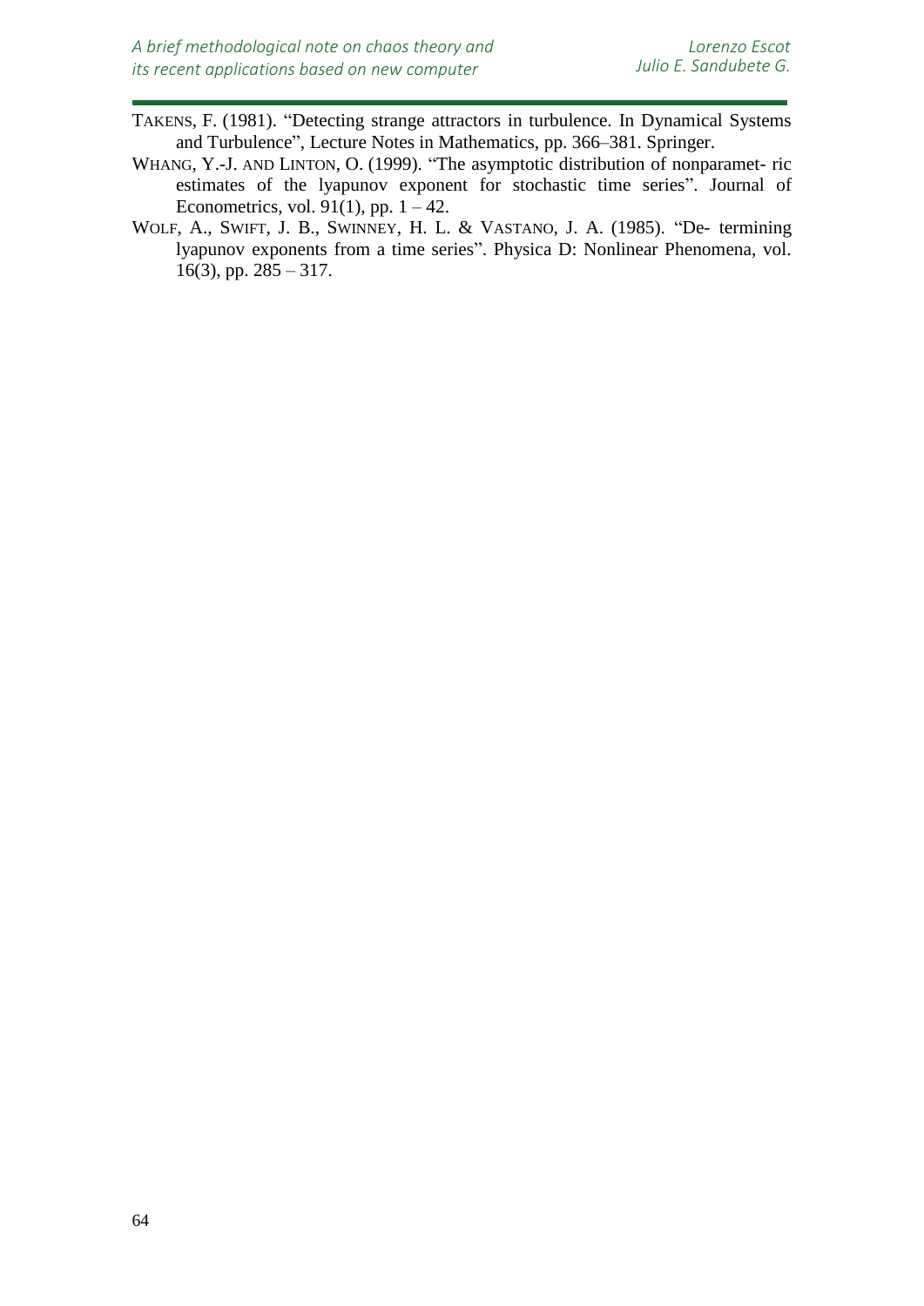TAKENS, F. (1981). "Detecting strange attractors in turbulence. In Dynamical Systems and Turbulence", Lecture Notes in Mathematics, pp. 366–381. Springer.

WHANG, Y.-J. AND LINTON, O. (1999). "The asymptotic distribution of nonparamet- ric estimates of the lyapunov exponent for stochastic time series". Journal of Econometrics, vol. 91(1), pp. 1 – 42.

WOLF, A., SWIFT, J. B., SWINNEY, H. L. & VASTANO, J. A. (1985). "De- termining lyapunov exponents from a time series". Physica D: Nonlinear Phenomena, vol. 16(3), pp. 285 – 317.